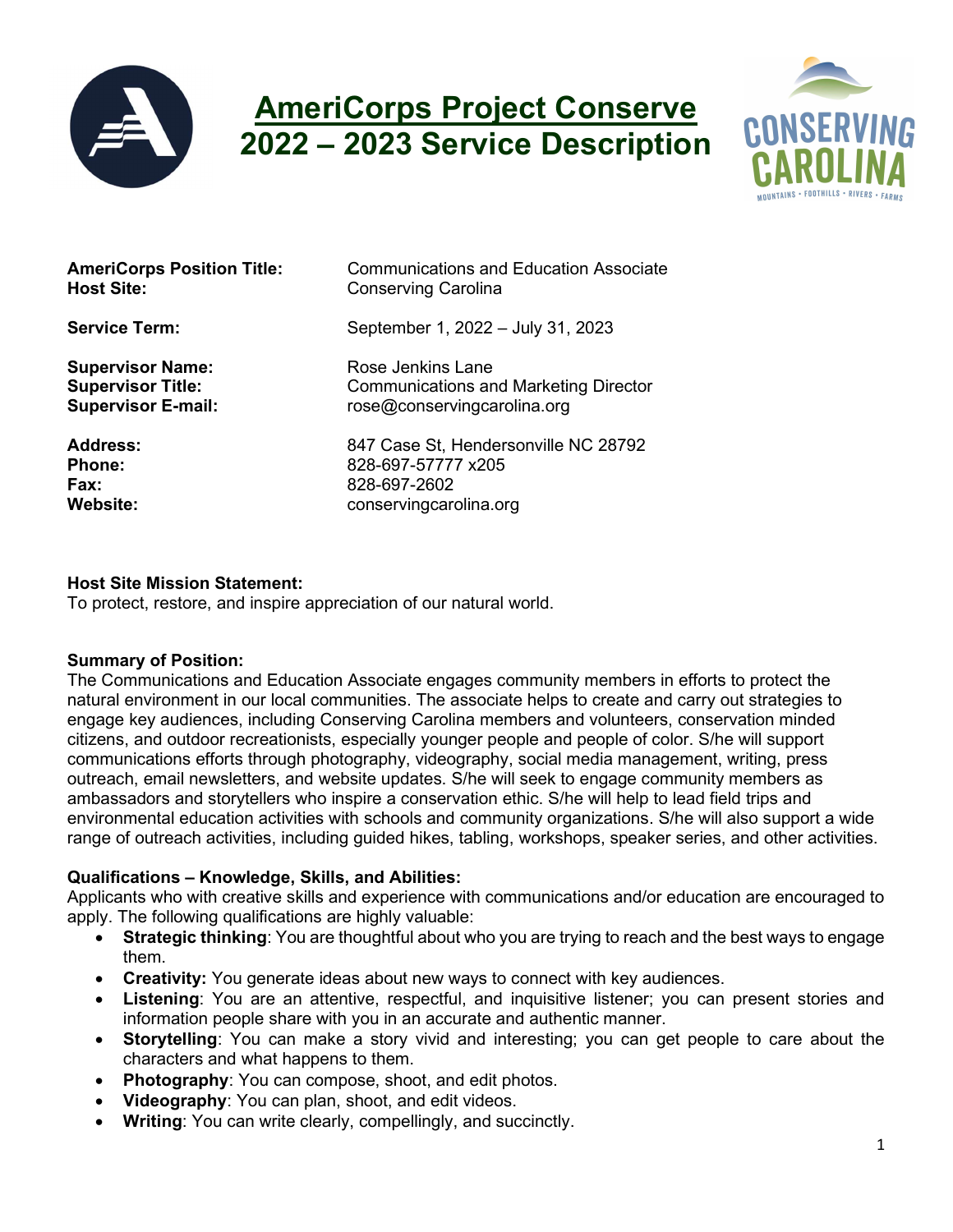# AmeriCorps Project Conserve
# 2022 – 2023 Service Description

| | |
|---|---|
| **AmeriCorps Position Title:** | Communications and Education Associate |
| **Host Site:** | Conserving Carolina |
| **Service Term:** | September 1, 2022 – July 31, 2023 |
| **Supervisor Name:** | Rose Jenkins Lane |
| **Supervisor Title:** | Communications and Marketing Director |
| **Supervisor E-mail:** | rose@conservingcarolina.org |
| **Address:** | 847 Case St, Hendersonville NC 28792 |
| **Phone:** | 828-697-57777 x205 |
| **Fax:** | 828-697-2602 |
| **Website:** | conservingcarolina.org |

**Host Site Mission Statement:**
To protect, restore, and inspire appreciation of our natural world.

**Summary of Position:**
The Communications and Education Associate engages community members in efforts to protect the natural environment in our local communities. The associate helps to create and carry out strategies to engage key audiences, including Conserving Carolina members and volunteers, conservation minded citizens, and outdoor recreationists, especially younger people and people of color. S/he will support communications efforts through photography, videography, social media management, writing, press outreach, email newsletters, and website updates. S/he will seek to engage community members as ambassadors and storytellers who inspire a conservation ethic. S/he will help to lead field trips and environmental education activities with schools and community organizations. S/he will also support a wide range of outreach activities, including guided hikes, tabling, workshops, speaker series, and other activities.

**Qualifications – Knowledge, Skills, and Abilities:**
Applicants who with creative skills and experience with communications and/or education are encouraged to apply. The following qualifications are highly valuable:

- **Strategic thinking**: You are thoughtful about who you are trying to reach and the best ways to engage them.
- **Creativity:** You generate ideas about new ways to connect with key audiences.
- **Listening**: You are an attentive, respectful, and inquisitive listener; you can present stories and information people share with you in an accurate and authentic manner.
- **Storytelling**: You can make a story vivid and interesting; you can get people to care about the characters and what happens to them.
- **Photography**: You can compose, shoot, and edit photos.
- **Videography**: You can plan, shoot, and edit videos.
- **Writing**: You can write clearly, compellingly, and succinctly.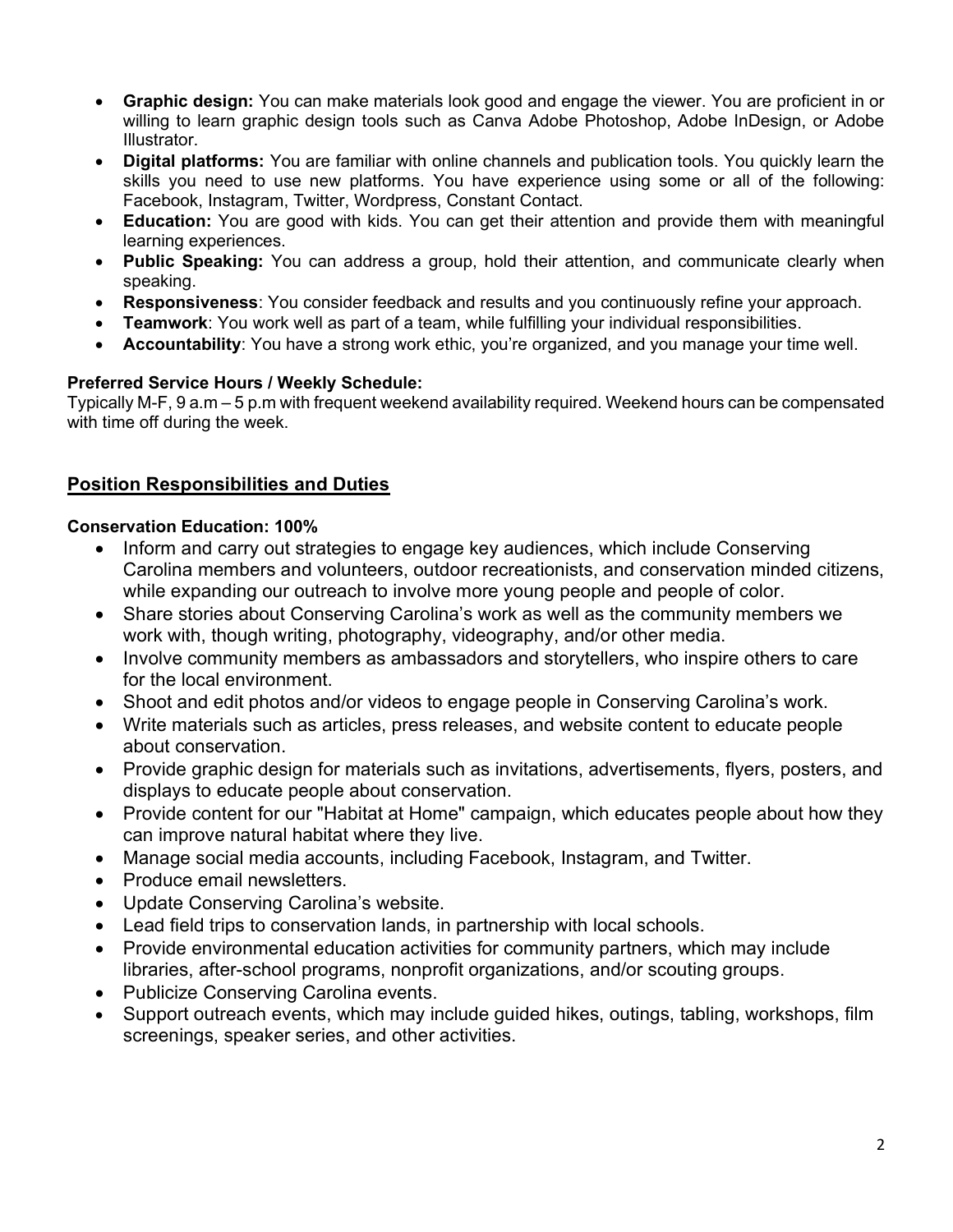- **Graphic design:** You can make materials look good and engage the viewer. You are proficient in or willing to learn graphic design tools such as Canva Adobe Photoshop, Adobe InDesign, or Adobe Illustrator.
- **Digital platforms:** You are familiar with online channels and publication tools. You quickly learn the skills you need to use new platforms. You have experience using some or all of the following: Facebook, Instagram, Twitter, Wordpress, Constant Contact.
- **Education:** You are good with kids. You can get their attention and provide them with meaningful learning experiences.
- **Public Speaking:** You can address a group, hold their attention, and communicate clearly when speaking.
- **Responsiveness**: You consider feedback and results and you continuously refine your approach.
- **Teamwork**: You work well as part of a team, while fulfilling your individual responsibilities.
- **Accountability**: You have a strong work ethic, you're organized, and you manage your time well.

**Preferred Service Hours / Weekly Schedule:**
Typically M-F, 9 a.m – 5 p.m with frequent weekend availability required. Weekend hours can be compensated with time off during the week.

## Position Responsibilities and Duties

**Conservation Education: 100%**

- Inform and carry out strategies to engage key audiences, which include Conserving Carolina members and volunteers, outdoor recreationists, and conservation minded citizens, while expanding our outreach to involve more young people and people of color.
- Share stories about Conserving Carolina's work as well as the community members we work with, though writing, photography, videography, and/or other media.
- Involve community members as ambassadors and storytellers, who inspire others to care for the local environment.
- Shoot and edit photos and/or videos to engage people in Conserving Carolina's work.
- Write materials such as articles, press releases, and website content to educate people about conservation.
- Provide graphic design for materials such as invitations, advertisements, flyers, posters, and displays to educate people about conservation.
- Provide content for our "Habitat at Home" campaign, which educates people about how they can improve natural habitat where they live.
- Manage social media accounts, including Facebook, Instagram, and Twitter.
- Produce email newsletters.
- Update Conserving Carolina's website.
- Lead field trips to conservation lands, in partnership with local schools.
- Provide environmental education activities for community partners, which may include libraries, after-school programs, nonprofit organizations, and/or scouting groups.
- Publicize Conserving Carolina events.
- Support outreach events, which may include guided hikes, outings, tabling, workshops, film screenings, speaker series, and other activities.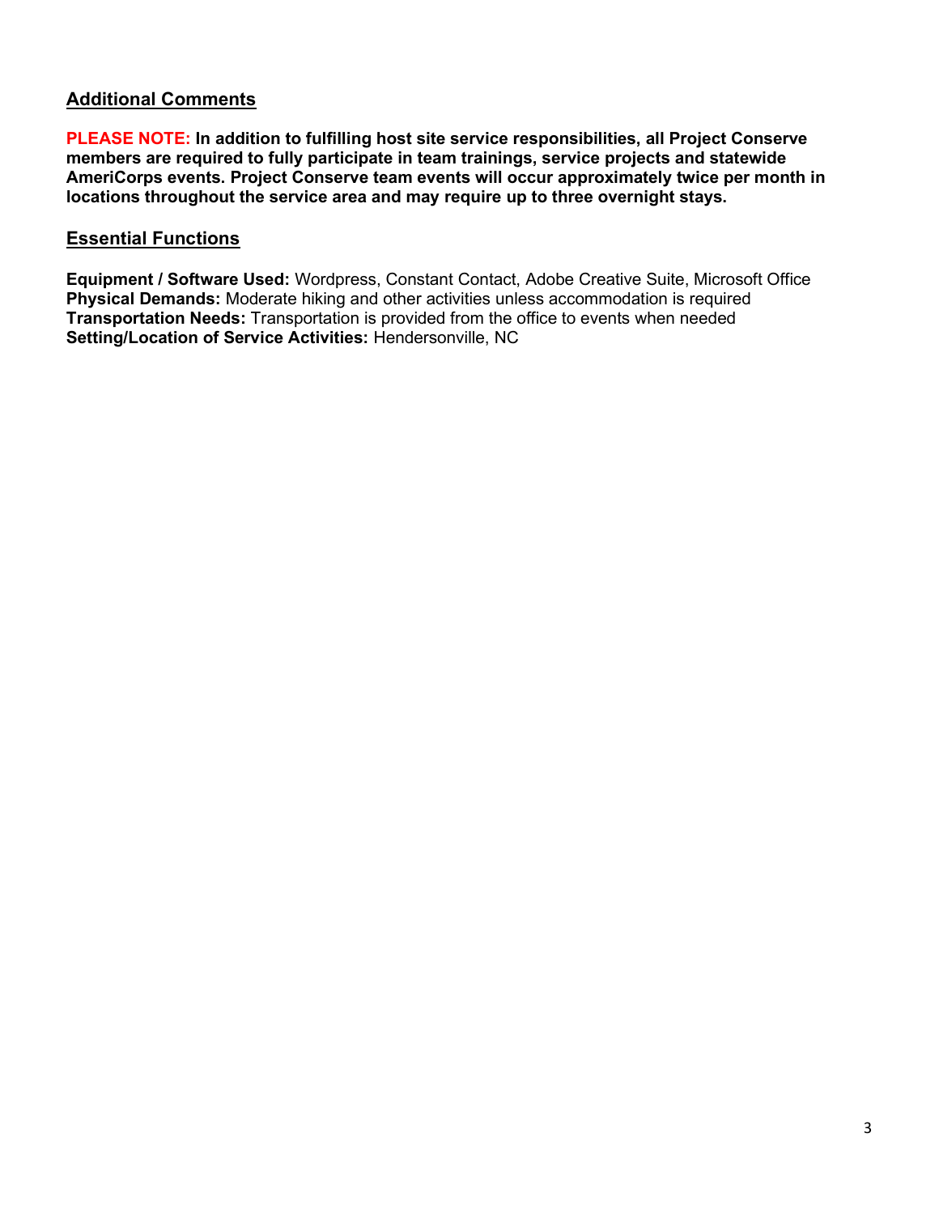## Additional Comments

**PLEASE NOTE: In addition to fulfilling host site service responsibilities, all Project Conserve members are required to fully participate in team trainings, service projects and statewide AmeriCorps events. Project Conserve team events will occur approximately twice per month in locations throughout the service area and may require up to three overnight stays.**

## Essential Functions

**Equipment / Software Used:** Wordpress, Constant Contact, Adobe Creative Suite, Microsoft Office
**Physical Demands:** Moderate hiking and other activities unless accommodation is required
**Transportation Needs:** Transportation is provided from the office to events when needed
**Setting/Location of Service Activities:** Hendersonville, NC